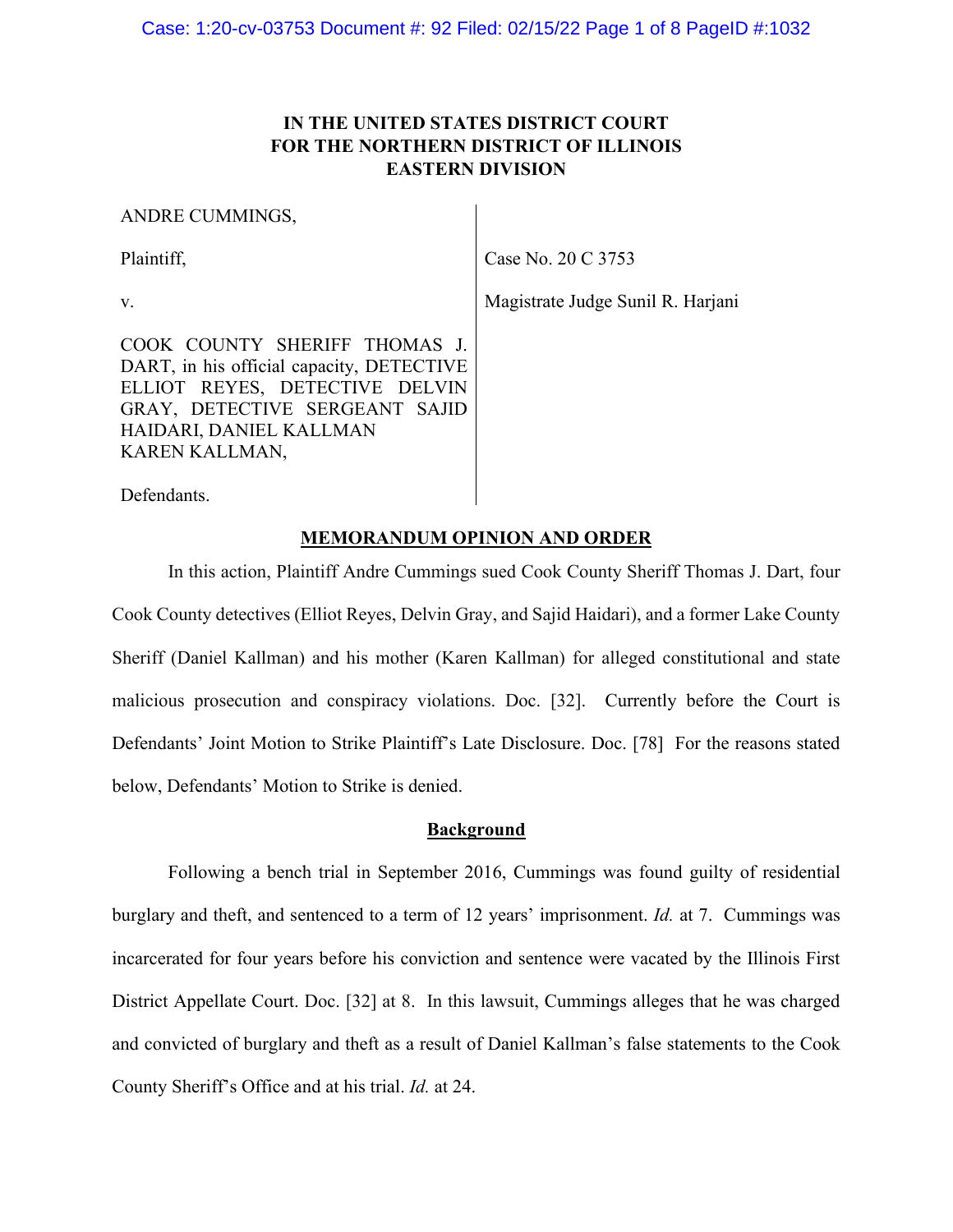IN THE UNITED STATES DISTRICT COURT
FOR THE NORTHERN DISTRICT OF ILLINOIS
EASTERN DIVISION

| | |
|---|---|
| ANDRE CUMMINGS, | |
| Plaintiff, | Case No. 20 C 3753 |
| v. | Magistrate Judge Sunil R. Harjani |
| COOK COUNTY SHERIFF THOMAS J. DART, in his official capacity, DETECTIVE ELLIOT REYES, DETECTIVE DELVIN GRAY, DETECTIVE SERGEANT SAJID HAIDARI, DANIEL KALLMAN KAREN KALLMAN, | |
| Defendants. | |

## MEMORANDUM OPINION AND ORDER

In this action, Plaintiff Andre Cummings sued Cook County Sheriff Thomas J. Dart, four Cook County detectives (Elliot Reyes, Delvin Gray, and Sajid Haidari), and a former Lake County Sheriff (Daniel Kallman) and his mother (Karen Kallman) for alleged constitutional and state malicious prosecution and conspiracy violations. Doc. [32]. Currently before the Court is Defendants' Joint Motion to Strike Plaintiff's Late Disclosure. Doc. [78] For the reasons stated below, Defendants' Motion to Strike is denied.

## Background

Following a bench trial in September 2016, Cummings was found guilty of residential burglary and theft, and sentenced to a term of 12 years' imprisonment. *Id.* at 7. Cummings was incarcerated for four years before his conviction and sentence were vacated by the Illinois First District Appellate Court. Doc. [32] at 8. In this lawsuit, Cummings alleges that he was charged and convicted of burglary and theft as a result of Daniel Kallman's false statements to the Cook County Sheriff's Office and at his trial. *Id.* at 24.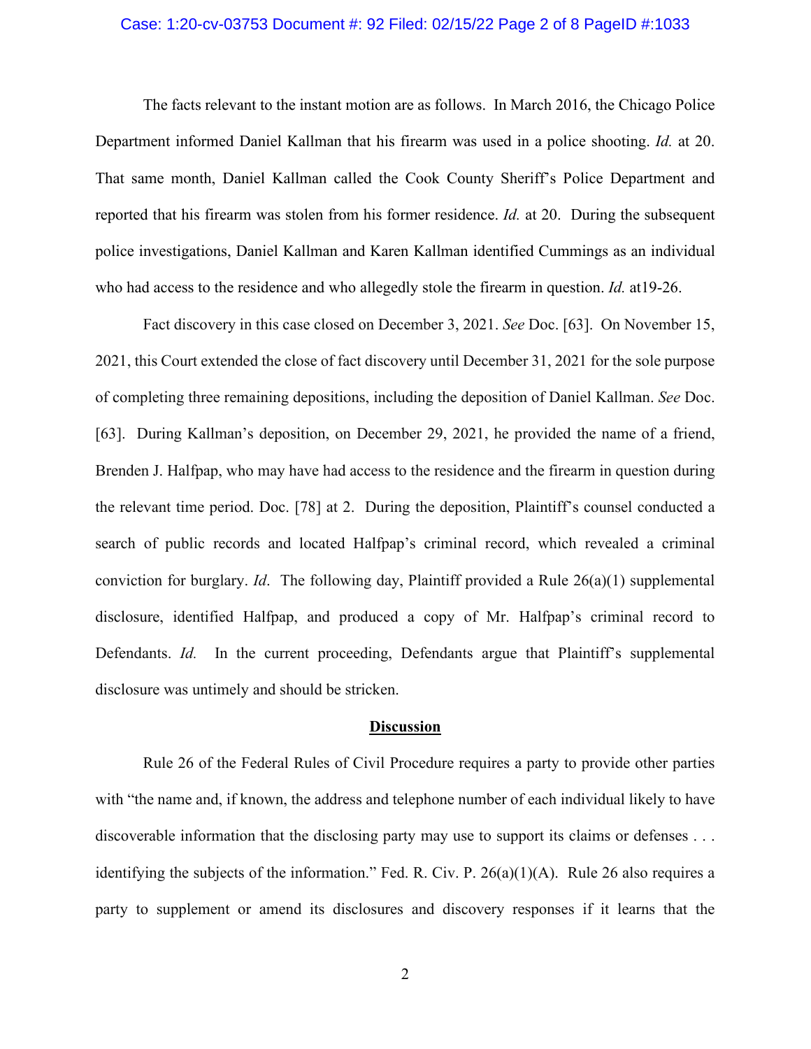The facts relevant to the instant motion are as follows. In March 2016, the Chicago Police Department informed Daniel Kallman that his firearm was used in a police shooting. *Id.* at 20. That same month, Daniel Kallman called the Cook County Sheriff's Police Department and reported that his firearm was stolen from his former residence. *Id.* at 20. During the subsequent police investigations, Daniel Kallman and Karen Kallman identified Cummings as an individual who had access to the residence and who allegedly stole the firearm in question. *Id.* at19-26.

Fact discovery in this case closed on December 3, 2021. *See* Doc. [63]. On November 15, 2021, this Court extended the close of fact discovery until December 31, 2021 for the sole purpose of completing three remaining depositions, including the deposition of Daniel Kallman. *See* Doc. [63]. During Kallman's deposition, on December 29, 2021, he provided the name of a friend, Brenden J. Halfpap, who may have had access to the residence and the firearm in question during the relevant time period. Doc. [78] at 2. During the deposition, Plaintiff's counsel conducted a search of public records and located Halfpap's criminal record, which revealed a criminal conviction for burglary. *Id*. The following day, Plaintiff provided a Rule 26(a)(1) supplemental disclosure, identified Halfpap, and produced a copy of Mr. Halfpap's criminal record to Defendants. *Id.* In the current proceeding, Defendants argue that Plaintiff's supplemental disclosure was untimely and should be stricken.

## Discussion

Rule 26 of the Federal Rules of Civil Procedure requires a party to provide other parties with "the name and, if known, the address and telephone number of each individual likely to have discoverable information that the disclosing party may use to support its claims or defenses . . . identifying the subjects of the information." Fed. R. Civ. P. 26(a)(1)(A). Rule 26 also requires a party to supplement or amend its disclosures and discovery responses if it learns that the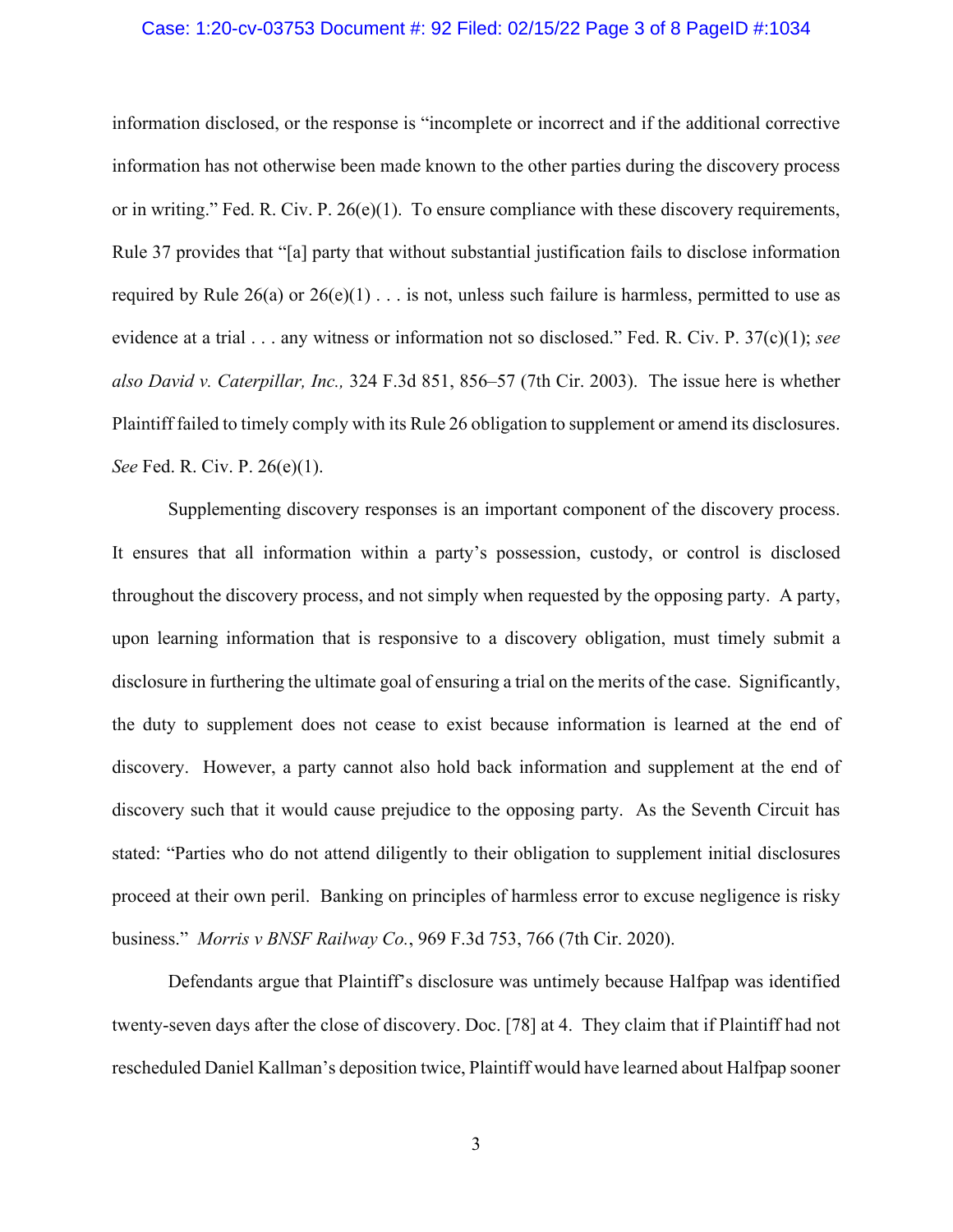information disclosed, or the response is "incomplete or incorrect and if the additional corrective information has not otherwise been made known to the other parties during the discovery process or in writing." Fed. R. Civ. P. 26(e)(1). To ensure compliance with these discovery requirements, Rule 37 provides that "[a] party that without substantial justification fails to disclose information required by Rule 26(a) or 26(e)(1) . . . is not, unless such failure is harmless, permitted to use as evidence at a trial . . . any witness or information not so disclosed." Fed. R. Civ. P. 37(c)(1); *see also David v. Caterpillar, Inc.,* 324 F.3d 851, 856–57 (7th Cir. 2003). The issue here is whether Plaintiff failed to timely comply with its Rule 26 obligation to supplement or amend its disclosures. *See* Fed. R. Civ. P. 26(e)(1).

Supplementing discovery responses is an important component of the discovery process. It ensures that all information within a party's possession, custody, or control is disclosed throughout the discovery process, and not simply when requested by the opposing party. A party, upon learning information that is responsive to a discovery obligation, must timely submit a disclosure in furthering the ultimate goal of ensuring a trial on the merits of the case. Significantly, the duty to supplement does not cease to exist because information is learned at the end of discovery. However, a party cannot also hold back information and supplement at the end of discovery such that it would cause prejudice to the opposing party. As the Seventh Circuit has stated: "Parties who do not attend diligently to their obligation to supplement initial disclosures proceed at their own peril. Banking on principles of harmless error to excuse negligence is risky business." *Morris v BNSF Railway Co.*, 969 F.3d 753, 766 (7th Cir. 2020).

Defendants argue that Plaintiff's disclosure was untimely because Halfpap was identified twenty-seven days after the close of discovery. Doc. [78] at 4. They claim that if Plaintiff had not rescheduled Daniel Kallman's deposition twice, Plaintiff would have learned about Halfpap sooner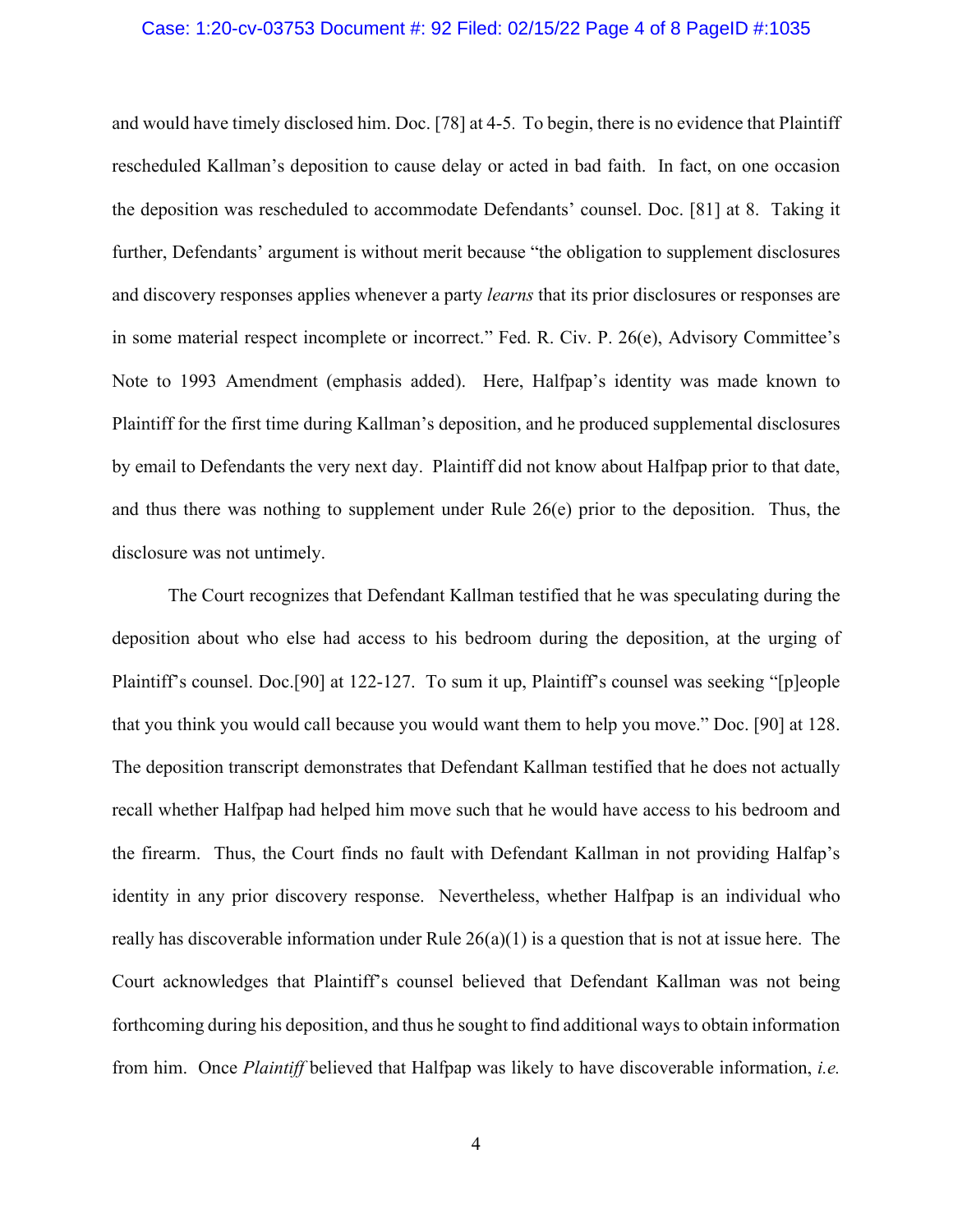and would have timely disclosed him. Doc. [78] at 4-5. To begin, there is no evidence that Plaintiff rescheduled Kallman's deposition to cause delay or acted in bad faith. In fact, on one occasion the deposition was rescheduled to accommodate Defendants' counsel. Doc. [81] at 8. Taking it further, Defendants' argument is without merit because "the obligation to supplement disclosures and discovery responses applies whenever a party *learns* that its prior disclosures or responses are in some material respect incomplete or incorrect." Fed. R. Civ. P. 26(e), Advisory Committee's Note to 1993 Amendment (emphasis added). Here, Halfpap's identity was made known to Plaintiff for the first time during Kallman's deposition, and he produced supplemental disclosures by email to Defendants the very next day. Plaintiff did not know about Halfpap prior to that date, and thus there was nothing to supplement under Rule 26(e) prior to the deposition. Thus, the disclosure was not untimely.

The Court recognizes that Defendant Kallman testified that he was speculating during the deposition about who else had access to his bedroom during the deposition, at the urging of Plaintiff's counsel. Doc.[90] at 122-127. To sum it up, Plaintiff's counsel was seeking "[p]eople that you think you would call because you would want them to help you move." Doc. [90] at 128. The deposition transcript demonstrates that Defendant Kallman testified that he does not actually recall whether Halfpap had helped him move such that he would have access to his bedroom and the firearm. Thus, the Court finds no fault with Defendant Kallman in not providing Halfap's identity in any prior discovery response. Nevertheless, whether Halfpap is an individual who really has discoverable information under Rule 26(a)(1) is a question that is not at issue here. The Court acknowledges that Plaintiff's counsel believed that Defendant Kallman was not being forthcoming during his deposition, and thus he sought to find additional ways to obtain information from him. Once *Plaintiff* believed that Halfpap was likely to have discoverable information, *i.e.*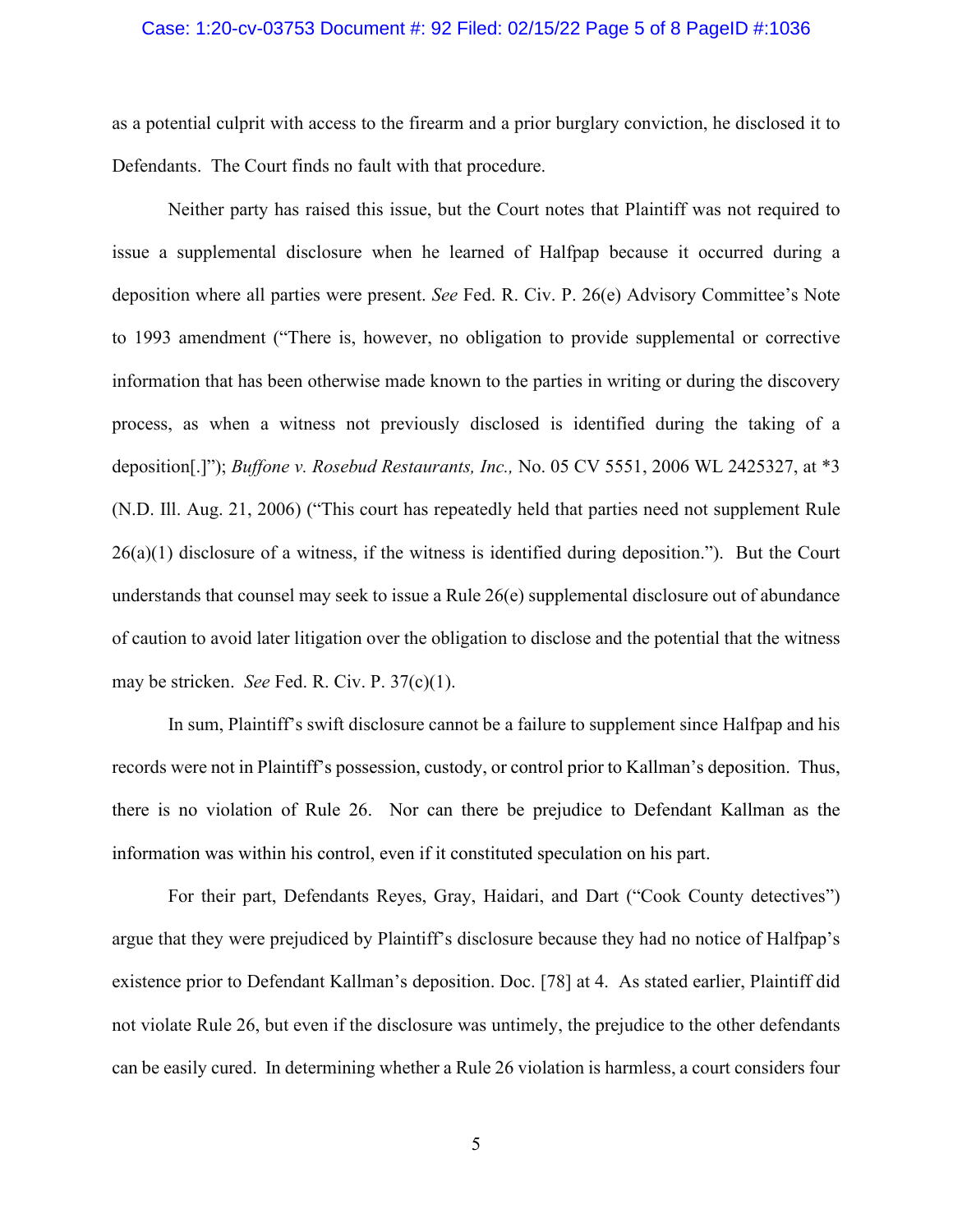as a potential culprit with access to the firearm and a prior burglary conviction, he disclosed it to Defendants. The Court finds no fault with that procedure.

Neither party has raised this issue, but the Court notes that Plaintiff was not required to issue a supplemental disclosure when he learned of Halfpap because it occurred during a deposition where all parties were present. *See* Fed. R. Civ. P. 26(e) Advisory Committee's Note to 1993 amendment ("There is, however, no obligation to provide supplemental or corrective information that has been otherwise made known to the parties in writing or during the discovery process, as when a witness not previously disclosed is identified during the taking of a deposition[.]"); *Buffone v. Rosebud Restaurants, Inc.,* No. 05 CV 5551, 2006 WL 2425327, at *3 (N.D. Ill. Aug. 21, 2006) ("This court has repeatedly held that parties need not supplement Rule 26(a)(1) disclosure of a witness, if the witness is identified during deposition."). But the Court understands that counsel may seek to issue a Rule 26(e) supplemental disclosure out of abundance of caution to avoid later litigation over the obligation to disclose and the potential that the witness may be stricken. *See* Fed. R. Civ. P. 37(c)(1).

In sum, Plaintiff's swift disclosure cannot be a failure to supplement since Halfpap and his records were not in Plaintiff's possession, custody, or control prior to Kallman's deposition. Thus, there is no violation of Rule 26. Nor can there be prejudice to Defendant Kallman as the information was within his control, even if it constituted speculation on his part.

For their part, Defendants Reyes, Gray, Haidari, and Dart ("Cook County detectives") argue that they were prejudiced by Plaintiff's disclosure because they had no notice of Halfpap's existence prior to Defendant Kallman's deposition. Doc. [78] at 4. As stated earlier, Plaintiff did not violate Rule 26, but even if the disclosure was untimely, the prejudice to the other defendants can be easily cured. In determining whether a Rule 26 violation is harmless, a court considers four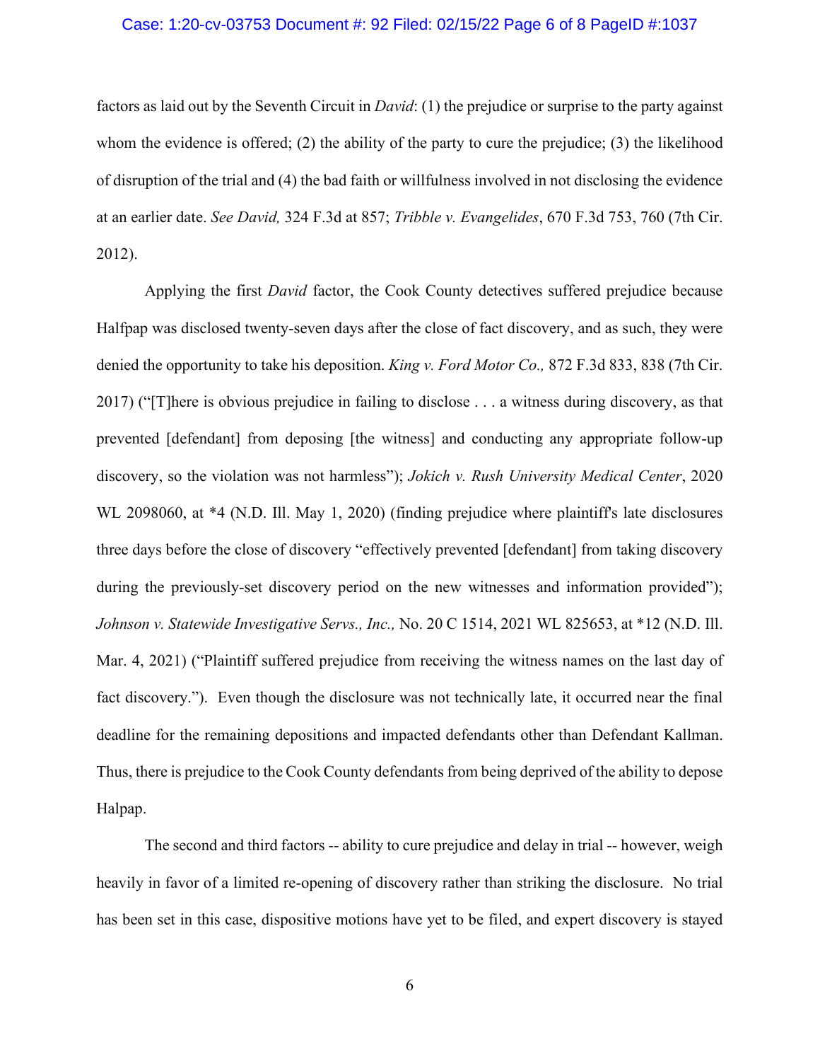factors as laid out by the Seventh Circuit in *David*: (1) the prejudice or surprise to the party against whom the evidence is offered; (2) the ability of the party to cure the prejudice; (3) the likelihood of disruption of the trial and (4) the bad faith or willfulness involved in not disclosing the evidence at an earlier date. *See David,* 324 F.3d at 857; *Tribble v. Evangelides*, 670 F.3d 753, 760 (7th Cir. 2012).

Applying the first *David* factor, the Cook County detectives suffered prejudice because Halfpap was disclosed twenty-seven days after the close of fact discovery, and as such, they were denied the opportunity to take his deposition. *King v. Ford Motor Co.,* 872 F.3d 833, 838 (7th Cir. 2017) ("[T]here is obvious prejudice in failing to disclose . . . a witness during discovery, as that prevented [defendant] from deposing [the witness] and conducting any appropriate follow-up discovery, so the violation was not harmless"); *Jokich v. Rush University Medical Center*, 2020 WL 2098060, at *4 (N.D. Ill. May 1, 2020) (finding prejudice where plaintiff's late disclosures three days before the close of discovery "effectively prevented [defendant] from taking discovery during the previously-set discovery period on the new witnesses and information provided"); *Johnson v. Statewide Investigative Servs., Inc.,* No. 20 C 1514, 2021 WL 825653, at *12 (N.D. Ill. Mar. 4, 2021) ("Plaintiff suffered prejudice from receiving the witness names on the last day of fact discovery."). Even though the disclosure was not technically late, it occurred near the final deadline for the remaining depositions and impacted defendants other than Defendant Kallman. Thus, there is prejudice to the Cook County defendants from being deprived of the ability to depose Halpap.

The second and third factors -- ability to cure prejudice and delay in trial -- however, weigh heavily in favor of a limited re-opening of discovery rather than striking the disclosure. No trial has been set in this case, dispositive motions have yet to be filed, and expert discovery is stayed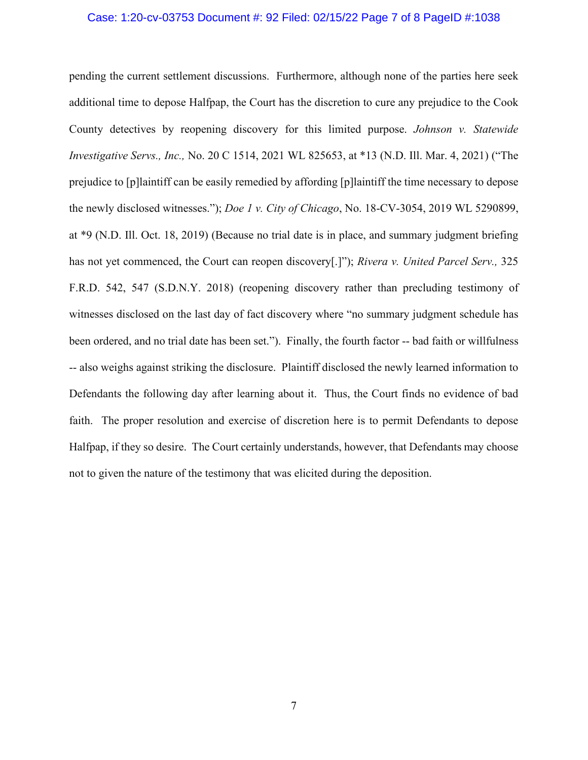pending the current settlement discussions. Furthermore, although none of the parties here seek additional time to depose Halfpap, the Court has the discretion to cure any prejudice to the Cook County detectives by reopening discovery for this limited purpose. *Johnson v. Statewide Investigative Servs., Inc.,* No. 20 C 1514, 2021 WL 825653, at *13 (N.D. Ill. Mar. 4, 2021) ("The prejudice to [p]laintiff can be easily remedied by affording [p]laintiff the time necessary to depose the newly disclosed witnesses."); *Doe 1 v. City of Chicago*, No. 18-CV-3054, 2019 WL 5290899, at *9 (N.D. Ill. Oct. 18, 2019) (Because no trial date is in place, and summary judgment briefing has not yet commenced, the Court can reopen discovery[.]"); *Rivera v. United Parcel Serv.,* 325 F.R.D. 542, 547 (S.D.N.Y. 2018) (reopening discovery rather than precluding testimony of witnesses disclosed on the last day of fact discovery where "no summary judgment schedule has been ordered, and no trial date has been set."). Finally, the fourth factor -- bad faith or willfulness -- also weighs against striking the disclosure. Plaintiff disclosed the newly learned information to Defendants the following day after learning about it. Thus, the Court finds no evidence of bad faith. The proper resolution and exercise of discretion here is to permit Defendants to depose Halfpap, if they so desire. The Court certainly understands, however, that Defendants may choose not to given the nature of the testimony that was elicited during the deposition.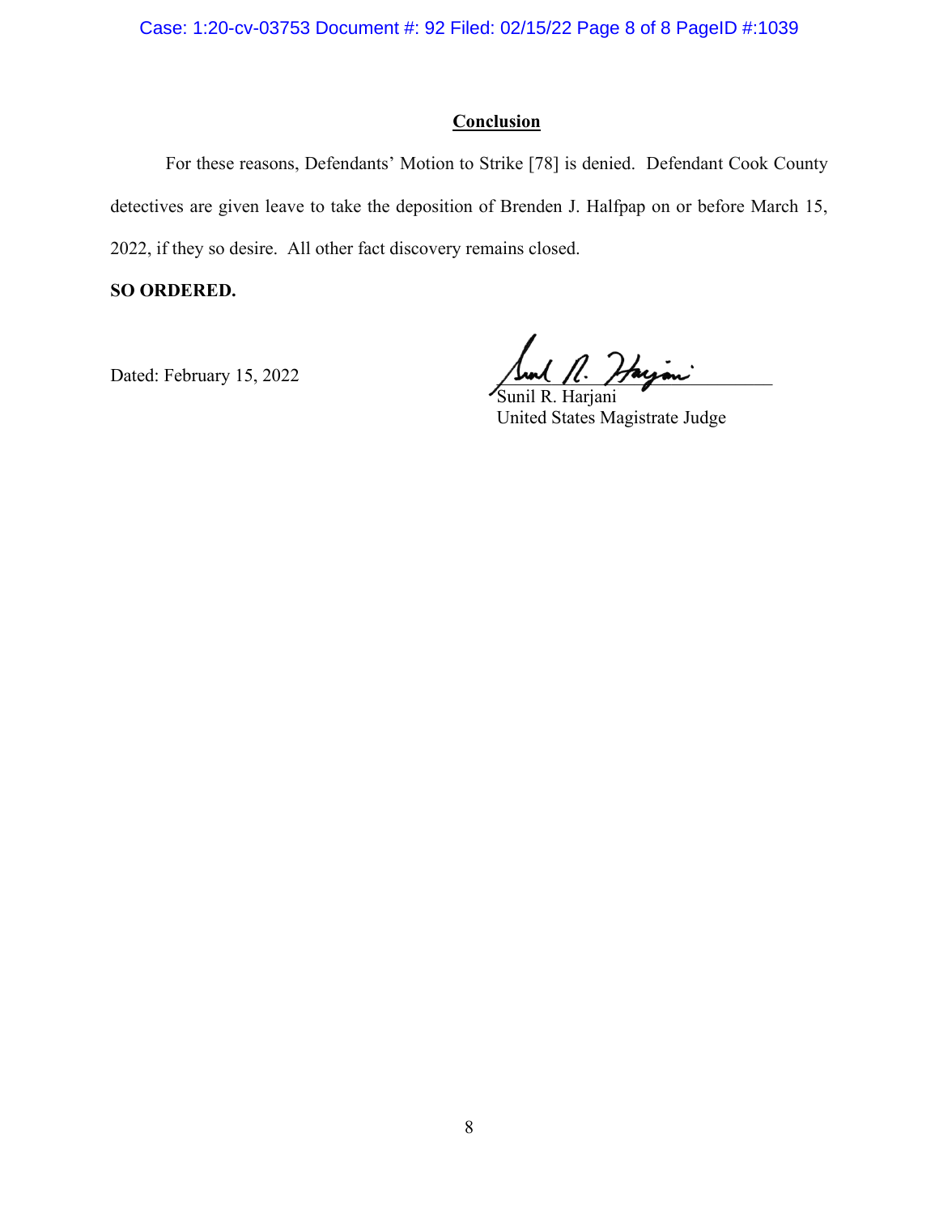## Conclusion

For these reasons, Defendants' Motion to Strike [78] is denied. Defendant Cook County detectives are given leave to take the deposition of Brenden J. Halfpap on or before March 15, 2022, if they so desire. All other fact discovery remains closed.

**SO ORDERED.**

Dated: February 15, 2022

Sunil R. Harjani
United States Magistrate Judge